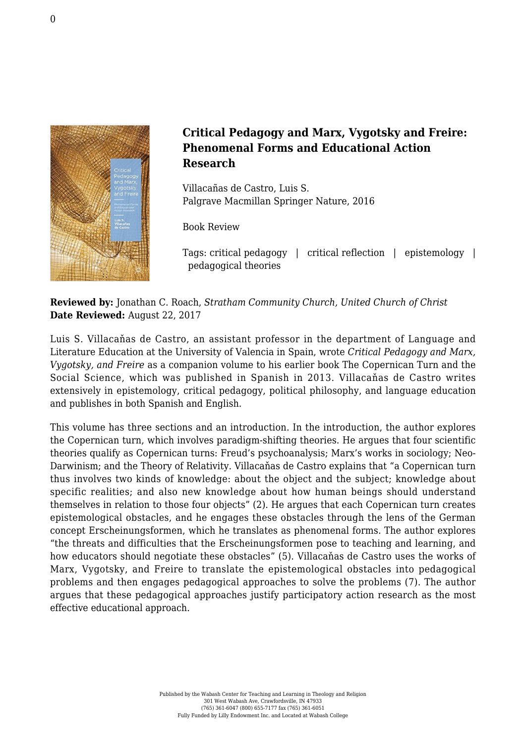# Critical Pedagogy and Marx, Vygotsky and Freire: Phenomenal Forms and Educational Action Research

Villacañas de Castro, Luis S.
Palgrave Macmillan Springer Nature, 2016

Book Review

Tags: critical pedagogy | critical reflection | epistemology | pedagogical theories

**Reviewed by:** Jonathan C. Roach, *Stratham Community Church, United Church of Christ*
**Date Reviewed:** August 22, 2017

Luis S. Villacañas de Castro, an assistant professor in the department of Language and Literature Education at the University of Valencia in Spain, wrote *Critical Pedagogy and Marx, Vygotsky, and Freire* as a companion volume to his earlier book The Copernican Turn and the Social Science, which was published in Spanish in 2013. Villacañas de Castro writes extensively in epistemology, critical pedagogy, political philosophy, and language education and publishes in both Spanish and English.

This volume has three sections and an introduction. In the introduction, the author explores the Copernican turn, which involves paradigm-shifting theories. He argues that four scientific theories qualify as Copernican turns: Freud's psychoanalysis; Marx's works in sociology; Neo-Darwinism; and the Theory of Relativity. Villacañas de Castro explains that "a Copernican turn thus involves two kinds of knowledge: about the object and the subject; knowledge about specific realities; and also new knowledge about how human beings should understand themselves in relation to those four objects" (2). He argues that each Copernican turn creates epistemological obstacles, and he engages these obstacles through the lens of the German concept Erscheinungsformen, which he translates as phenomenal forms. The author explores "the threats and difficulties that the Erscheinungsformen pose to teaching and learning, and how educators should negotiate these obstacles" (5). Villacañas de Castro uses the works of Marx, Vygotsky, and Freire to translate the epistemological obstacles into pedagogical problems and then engages pedagogical approaches to solve the problems (7). The author argues that these pedagogical approaches justify participatory action research as the most effective educational approach.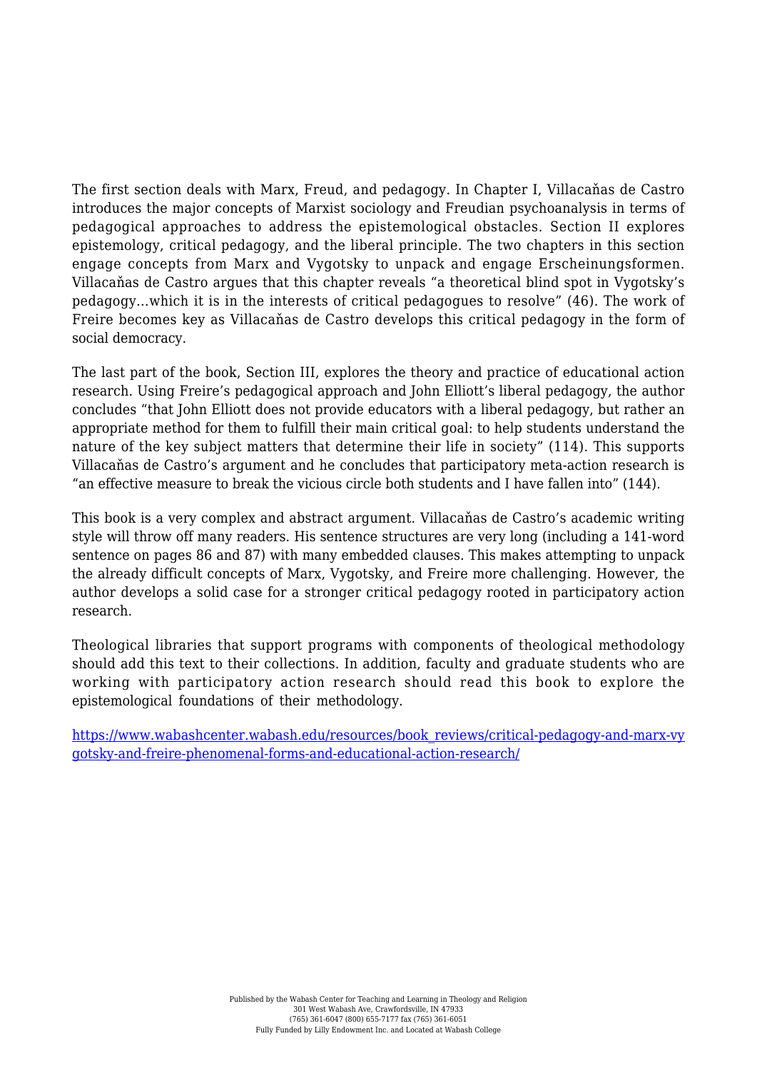The first section deals with Marx, Freud, and pedagogy. In Chapter I, Villacañas de Castro introduces the major concepts of Marxist sociology and Freudian psychoanalysis in terms of pedagogical approaches to address the epistemological obstacles. Section II explores epistemology, critical pedagogy, and the liberal principle. The two chapters in this section engage concepts from Marx and Vygotsky to unpack and engage Erscheinungsformen. Villacañas de Castro argues that this chapter reveals "a theoretical blind spot in Vygotsky's pedagogy…which it is in the interests of critical pedagogues to resolve" (46). The work of Freire becomes key as Villacañas de Castro develops this critical pedagogy in the form of social democracy.

The last part of the book, Section III, explores the theory and practice of educational action research. Using Freire's pedagogical approach and John Elliott's liberal pedagogy, the author concludes "that John Elliott does not provide educators with a liberal pedagogy, but rather an appropriate method for them to fulfill their main critical goal: to help students understand the nature of the key subject matters that determine their life in society" (114). This supports Villacañas de Castro's argument and he concludes that participatory meta-action research is "an effective measure to break the vicious circle both students and I have fallen into" (144).

This book is a very complex and abstract argument. Villacañas de Castro's academic writing style will throw off many readers. His sentence structures are very long (including a 141-word sentence on pages 86 and 87) with many embedded clauses. This makes attempting to unpack the already difficult concepts of Marx, Vygotsky, and Freire more challenging. However, the author develops a solid case for a stronger critical pedagogy rooted in participatory action research.

Theological libraries that support programs with components of theological methodology should add this text to their collections. In addition, faculty and graduate students who are working with participatory action research should read this book to explore the epistemological foundations of their methodology.

https://www.wabashcenter.wabash.edu/resources/book_reviews/critical-pedagogy-and-marx-vygotsky-and-freire-phenomenal-forms-and-educational-action-research/